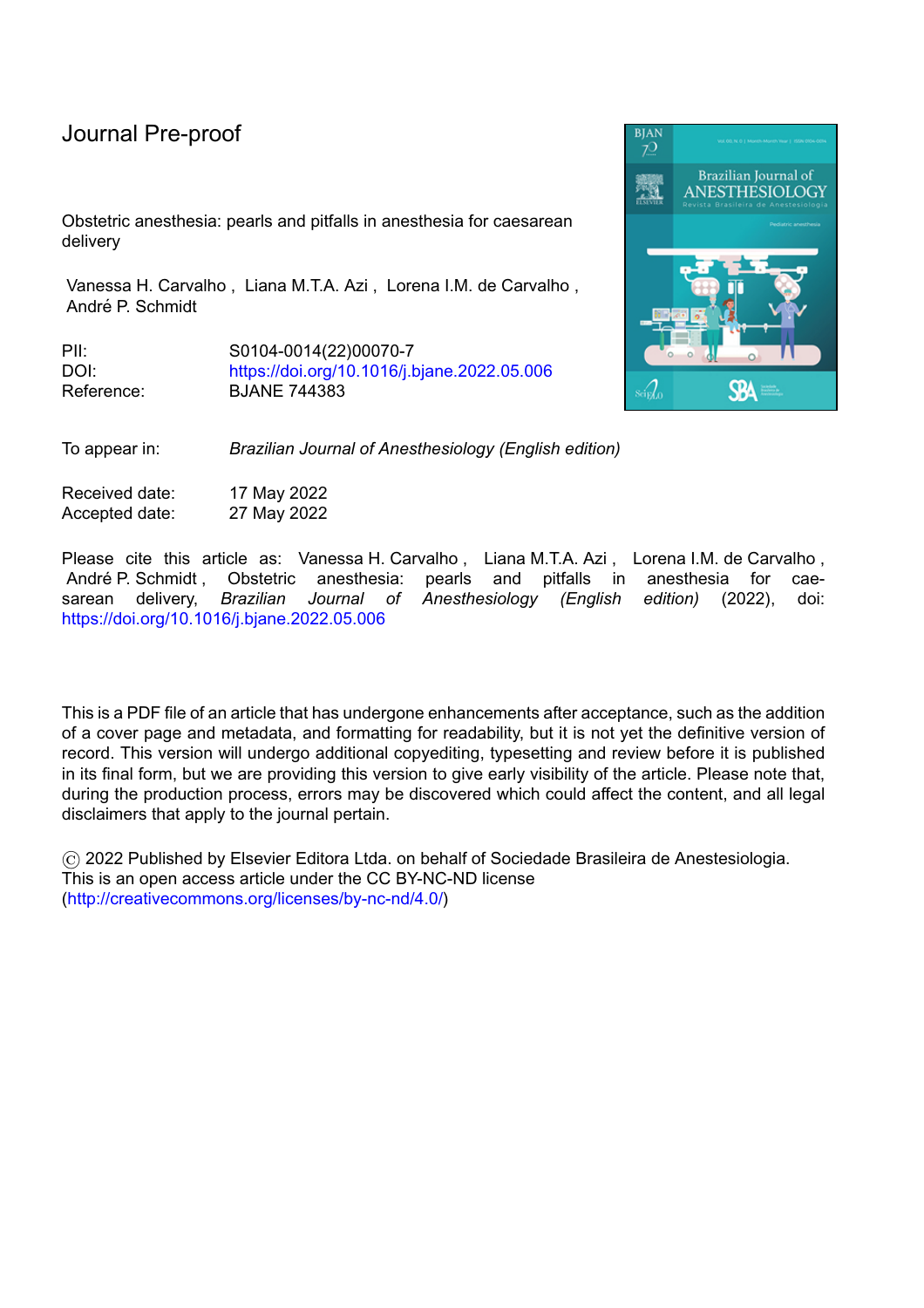# Journal Pre-proof

Obstetric anesthesia: pearls and pitfalls in anesthesia for caesarean delivery

Vanessa H. Carvalho , Liana M.T.A. Azi , Lorena I.M. de Carvalho , André P. Schmidt

PII: S0104-0014(22)00070-7
DOI: https://doi.org/10.1016/j.bjane.2022.05.006
Reference: BJANE 744383

To appear in: *Brazilian Journal of Anesthesiology (English edition)*

Received date: 17 May 2022
Accepted date: 27 May 2022

Please cite this article as: Vanessa H. Carvalho , Liana M.T.A. Azi , Lorena I.M. de Carvalho , André P. Schmidt , Obstetric anesthesia: pearls and pitfalls in anesthesia for caesarean delivery, *Brazilian Journal of Anesthesiology (English edition)* (2022), doi: https://doi.org/10.1016/j.bjane.2022.05.006

This is a PDF file of an article that has undergone enhancements after acceptance, such as the addition of a cover page and metadata, and formatting for readability, but it is not yet the definitive version of record. This version will undergo additional copyediting, typesetting and review before it is published in its final form, but we are providing this version to give early visibility of the article. Please note that, during the production process, errors may be discovered which could affect the content, and all legal disclaimers that apply to the journal pertain.

© 2022 Published by Elsevier Editora Ltda. on behalf of Sociedade Brasileira de Anestesiologia. This is an open access article under the CC BY-NC-ND license (http://creativecommons.org/licenses/by-nc-nd/4.0/)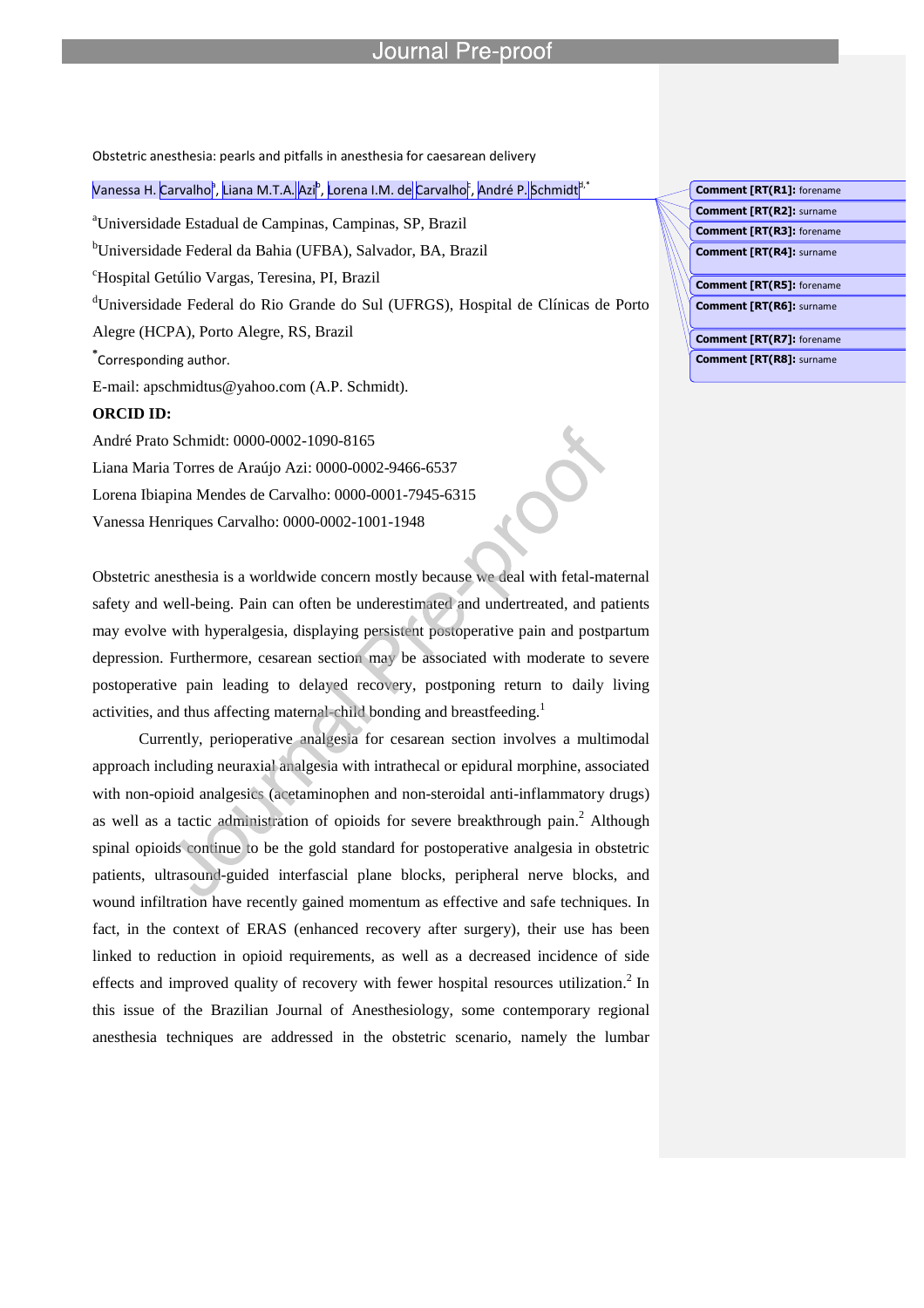Obstetric anesthesia: pearls and pitfalls in anesthesia for caesarean delivery

Vanessa H. Carvalho[a], Liana M.T.A. Azi[b], Lorena I.M. de Carvalho[c], André P. Schmidt[d,*]

[a]Universidade Estadual de Campinas, Campinas, SP, Brazil

[b]Universidade Federal da Bahia (UFBA), Salvador, BA, Brazil

[c]Hospital Getúlio Vargas, Teresina, PI, Brazil

[d]Universidade Federal do Rio Grande do Sul (UFRGS), Hospital de Clínicas de Porto Alegre (HCPA), Porto Alegre, RS, Brazil

[*]Corresponding author.

E-mail: apschmidtus@yahoo.com (A.P. Schmidt).

**ORCID ID:**

André Prato Schmidt: 0000-0002-1090-8165

Liana Maria Torres de Araújo Azi: 0000-0002-9466-6537

Lorena Ibiapina Mendes de Carvalho: 0000-0001-7945-6315

Vanessa Henriques Carvalho: 0000-0002-1001-1948

Obstetric anesthesia is a worldwide concern mostly because we deal with fetal-maternal safety and well-being. Pain can often be underestimated and undertreated, and patients may evolve with hyperalgesia, displaying persistent postoperative pain and postpartum depression. Furthermore, cesarean section may be associated with moderate to severe postoperative pain leading to delayed recovery, postponing return to daily living activities, and thus affecting maternal-child bonding and breastfeeding.[1]

Currently, perioperative analgesia for cesarean section involves a multimodal approach including neuraxial analgesia with intrathecal or epidural morphine, associated with non-opioid analgesics (acetaminophen and non-steroidal anti-inflammatory drugs) as well as a tactic administration of opioids for severe breakthrough pain.[2] Although spinal opioids continue to be the gold standard for postoperative analgesia in obstetric patients, ultrasound-guided interfascial plane blocks, peripheral nerve blocks, and wound infiltration have recently gained momentum as effective and safe techniques. In fact, in the context of ERAS (enhanced recovery after surgery), their use has been linked to reduction in opioid requirements, as well as a decreased incidence of side effects and improved quality of recovery with fewer hospital resources utilization.[2] In this issue of the Brazilian Journal of Anesthesiology, some contemporary regional anesthesia techniques are addressed in the obstetric scenario, namely the lumbar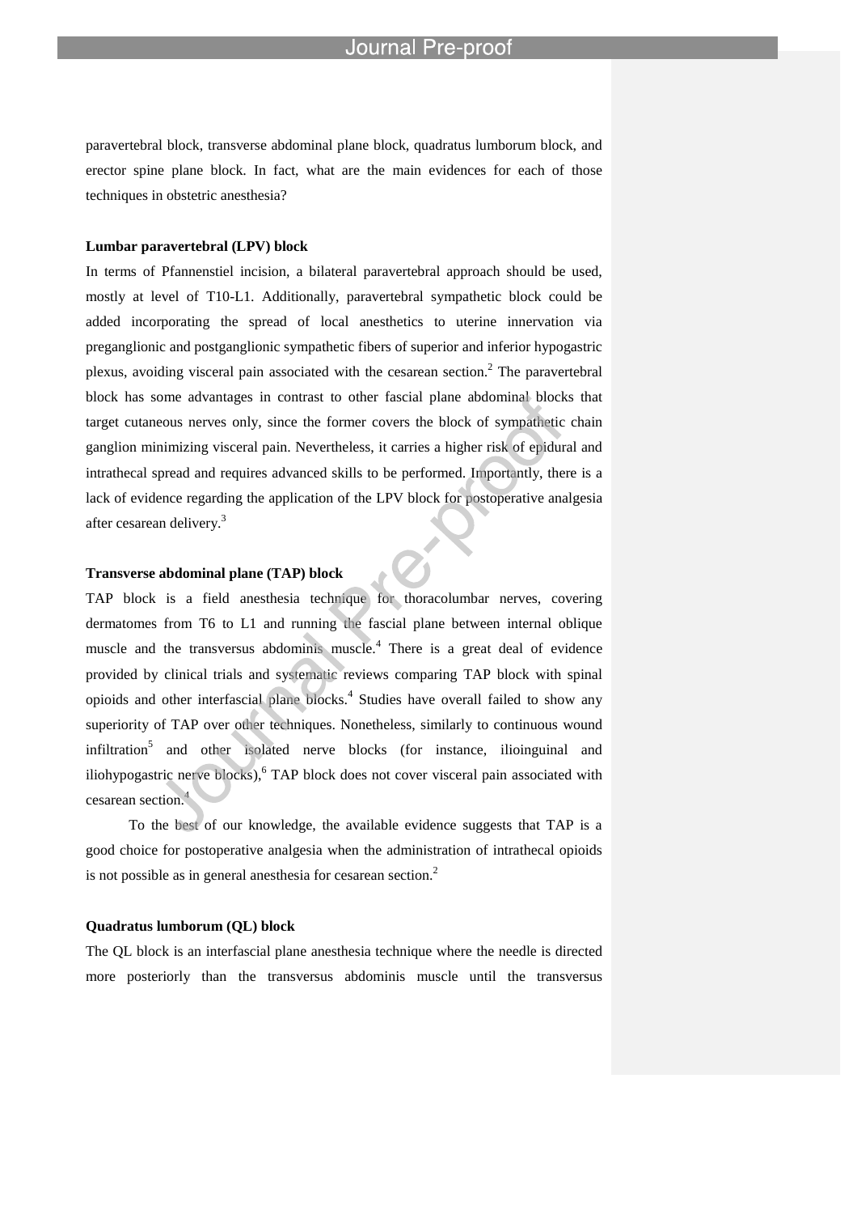paravertebral block, transverse abdominal plane block, quadratus lumborum block, and erector spine plane block. In fact, what are the main evidences for each of those techniques in obstetric anesthesia?

**Lumbar paravertebral (LPV) block**

In terms of Pfannenstiel incision, a bilateral paravertebral approach should be used, mostly at level of T10-L1. Additionally, paravertebral sympathetic block could be added incorporating the spread of local anesthetics to uterine innervation via preganglionic and postganglionic sympathetic fibers of superior and inferior hypogastric plexus, avoiding visceral pain associated with the cesarean section.[2] The paravertebral block has some advantages in contrast to other fascial plane abdominal blocks that target cutaneous nerves only, since the former covers the block of sympathetic chain ganglion minimizing visceral pain. Nevertheless, it carries a higher risk of epidural and intrathecal spread and requires advanced skills to be performed. Importantly, there is a lack of evidence regarding the application of the LPV block for postoperative analgesia after cesarean delivery.[3]

**Transverse abdominal plane (TAP) block**

TAP block is a field anesthesia technique for thoracolumbar nerves, covering dermatomes from T6 to L1 and running the fascial plane between internal oblique muscle and the transversus abdominis muscle.[4] There is a great deal of evidence provided by clinical trials and systematic reviews comparing TAP block with spinal opioids and other interfascial plane blocks.[4] Studies have overall failed to show any superiority of TAP over other techniques. Nonetheless, similarly to continuous wound infiltration[5] and other isolated nerve blocks (for instance, ilioinguinal and iliohypogastric nerve blocks),[6] TAP block does not cover visceral pain associated with cesarean section.[4]

To the best of our knowledge, the available evidence suggests that TAP is a good choice for postoperative analgesia when the administration of intrathecal opioids is not possible as in general anesthesia for cesarean section.[2]

**Quadratus lumborum (QL) block**

The QL block is an interfascial plane anesthesia technique where the needle is directed more posteriorly than the transversus abdominis muscle until the transversus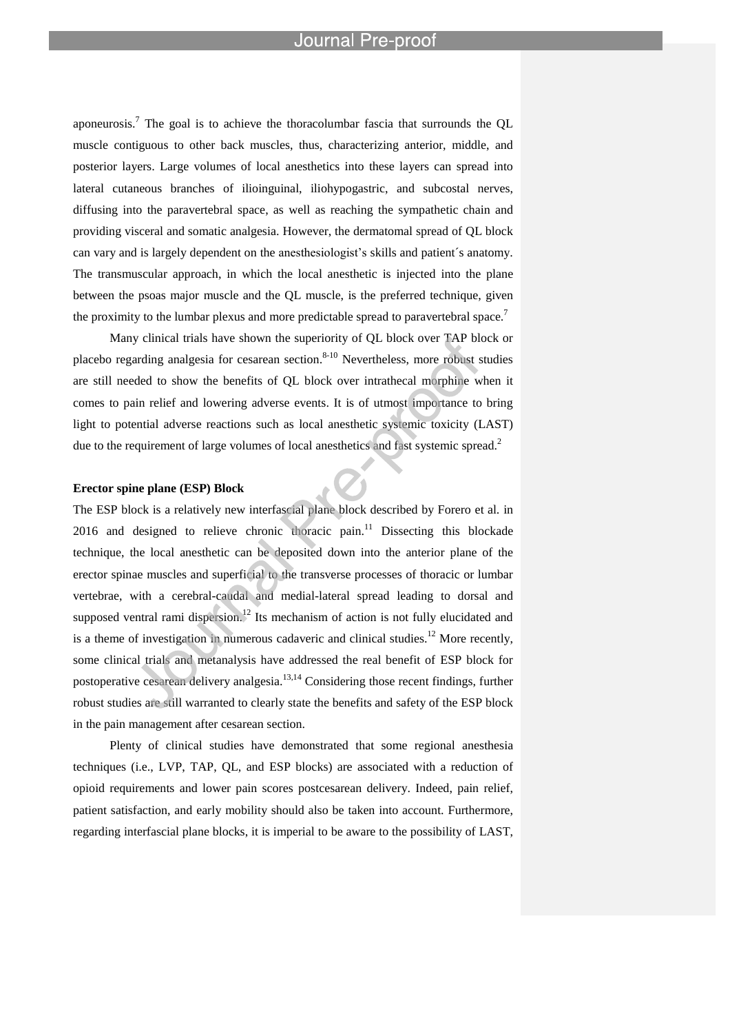aponeurosis.[7] The goal is to achieve the thoracolumbar fascia that surrounds the QL muscle contiguous to other back muscles, thus, characterizing anterior, middle, and posterior layers. Large volumes of local anesthetics into these layers can spread into lateral cutaneous branches of ilioinguinal, iliohypogastric, and subcostal nerves, diffusing into the paravertebral space, as well as reaching the sympathetic chain and providing visceral and somatic analgesia. However, the dermatomal spread of QL block can vary and is largely dependent on the anesthesiologist's skills and patient´s anatomy. The transmuscular approach, in which the local anesthetic is injected into the plane between the psoas major muscle and the QL muscle, is the preferred technique, given the proximity to the lumbar plexus and more predictable spread to paravertebral space.[7]

Many clinical trials have shown the superiority of QL block over TAP block or placebo regarding analgesia for cesarean section.[8-10] Nevertheless, more robust studies are still needed to show the benefits of QL block over intrathecal morphine when it comes to pain relief and lowering adverse events. It is of utmost importance to bring light to potential adverse reactions such as local anesthetic systemic toxicity (LAST) due to the requirement of large volumes of local anesthetics and fast systemic spread.[2]

**Erector spine plane (ESP) Block**

The ESP block is a relatively new interfascial plane block described by Forero et al. in 2016 and designed to relieve chronic thoracic pain.[11] Dissecting this blockade technique, the local anesthetic can be deposited down into the anterior plane of the erector spinae muscles and superficial to the transverse processes of thoracic or lumbar vertebrae, with a cerebral-caudal and medial-lateral spread leading to dorsal and supposed ventral rami dispersion.[12] Its mechanism of action is not fully elucidated and is a theme of investigation in numerous cadaveric and clinical studies.[12] More recently, some clinical trials and metanalysis have addressed the real benefit of ESP block for postoperative cesarean delivery analgesia.[13,14] Considering those recent findings, further robust studies are still warranted to clearly state the benefits and safety of the ESP block in the pain management after cesarean section.

Plenty of clinical studies have demonstrated that some regional anesthesia techniques (i.e., LVP, TAP, QL, and ESP blocks) are associated with a reduction of opioid requirements and lower pain scores postcesarean delivery. Indeed, pain relief, patient satisfaction, and early mobility should also be taken into account. Furthermore, regarding interfascial plane blocks, it is imperial to be aware to the possibility of LAST,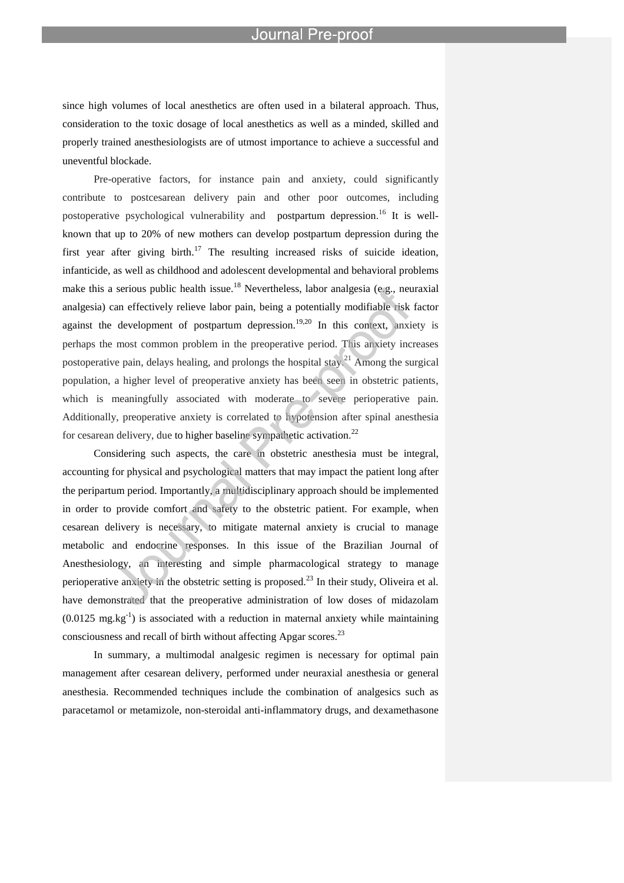since high volumes of local anesthetics are often used in a bilateral approach. Thus, consideration to the toxic dosage of local anesthetics as well as a minded, skilled and properly trained anesthesiologists are of utmost importance to achieve a successful and uneventful blockade.

Pre-operative factors, for instance pain and anxiety, could significantly contribute to postcesarean delivery pain and other poor outcomes, including postoperative psychological vulnerability and postpartum depression.[16] It is well-known that up to 20% of new mothers can develop postpartum depression during the first year after giving birth.[17] The resulting increased risks of suicide ideation, infanticide, as well as childhood and adolescent developmental and behavioral problems make this a serious public health issue.[18] Nevertheless, labor analgesia (e.g., neuraxial analgesia) can effectively relieve labor pain, being a potentially modifiable risk factor against the development of postpartum depression.[19,20] In this context, anxiety is perhaps the most common problem in the preoperative period. This anxiety increases postoperative pain, delays healing, and prolongs the hospital stay.[21] Among the surgical population, a higher level of preoperative anxiety has been seen in obstetric patients, which is meaningfully associated with moderate to severe perioperative pain. Additionally, preoperative anxiety is correlated to hypotension after spinal anesthesia for cesarean delivery, due to higher baseline sympathetic activation.[22]

Considering such aspects, the care in obstetric anesthesia must be integral, accounting for physical and psychological matters that may impact the patient long after the peripartum period. Importantly, a multidisciplinary approach should be implemented in order to provide comfort and safety to the obstetric patient. For example, when cesarean delivery is necessary, to mitigate maternal anxiety is crucial to manage metabolic and endocrine responses. In this issue of the Brazilian Journal of Anesthesiology, an interesting and simple pharmacological strategy to manage perioperative anxiety in the obstetric setting is proposed.[23] In their study, Oliveira et al. have demonstrated that the preoperative administration of low doses of midazolam ($0.0125\ mg.kg^{-1}$) is associated with a reduction in maternal anxiety while maintaining consciousness and recall of birth without affecting Apgar scores.[23]

In summary, a multimodal analgesic regimen is necessary for optimal pain management after cesarean delivery, performed under neuraxial anesthesia or general anesthesia. Recommended techniques include the combination of analgesics such as paracetamol or metamizole, non-steroidal anti-inflammatory drugs, and dexamethasone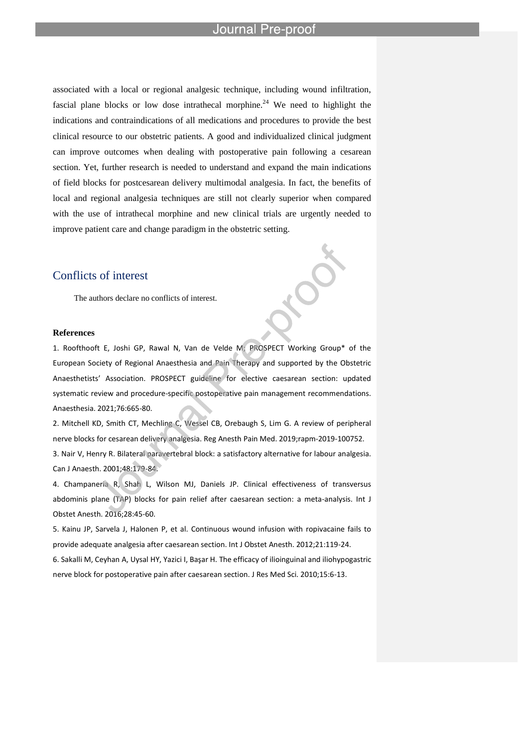associated with a local or regional analgesic technique, including wound infiltration, fascial plane blocks or low dose intrathecal morphine.[24] We need to highlight the indications and contraindications of all medications and procedures to provide the best clinical resource to our obstetric patients. A good and individualized clinical judgment can improve outcomes when dealing with postoperative pain following a cesarean section. Yet, further research is needed to understand and expand the main indications of field blocks for postcesarean delivery multimodal analgesia. In fact, the benefits of local and regional analgesia techniques are still not clearly superior when compared with the use of intrathecal morphine and new clinical trials are urgently needed to improve patient care and change paradigm in the obstetric setting.

## Conflicts of interest

The authors declare no conflicts of interest.

### References

1. Roofthooft E, Joshi GP, Rawal N, Van de Velde M; PROSPECT Working Group* of the European Society of Regional Anaesthesia and Pain Therapy and supported by the Obstetric Anaesthetists' Association. PROSPECT guideline for elective caesarean section: updated systematic review and procedure-specific postoperative pain management recommendations. Anaesthesia. 2021;76:665-80.
2. Mitchell KD, Smith CT, Mechling C, Wessel CB, Orebaugh S, Lim G. A review of peripheral nerve blocks for cesarean delivery analgesia. Reg Anesth Pain Med. 2019;rapm-2019-100752.
3. Nair V, Henry R. Bilateral paravertebral block: a satisfactory alternative for labour analgesia. Can J Anaesth. 2001;48:179-84.
4. Champaneria R, Shah L, Wilson MJ, Daniels JP. Clinical effectiveness of transversus abdominis plane (TAP) blocks for pain relief after caesarean section: a meta-analysis. Int J Obstet Anesth. 2016;28:45-60.
5. Kainu JP, Sarvela J, Halonen P, et al. Continuous wound infusion with ropivacaine fails to provide adequate analgesia after caesarean section. Int J Obstet Anesth. 2012;21:119-24.
6. Sakalli M, Ceyhan A, Uysal HY, Yazici I, Başar H. The efficacy of ilioinguinal and iliohypogastric nerve block for postoperative pain after caesarean section. J Res Med Sci. 2010;15:6-13.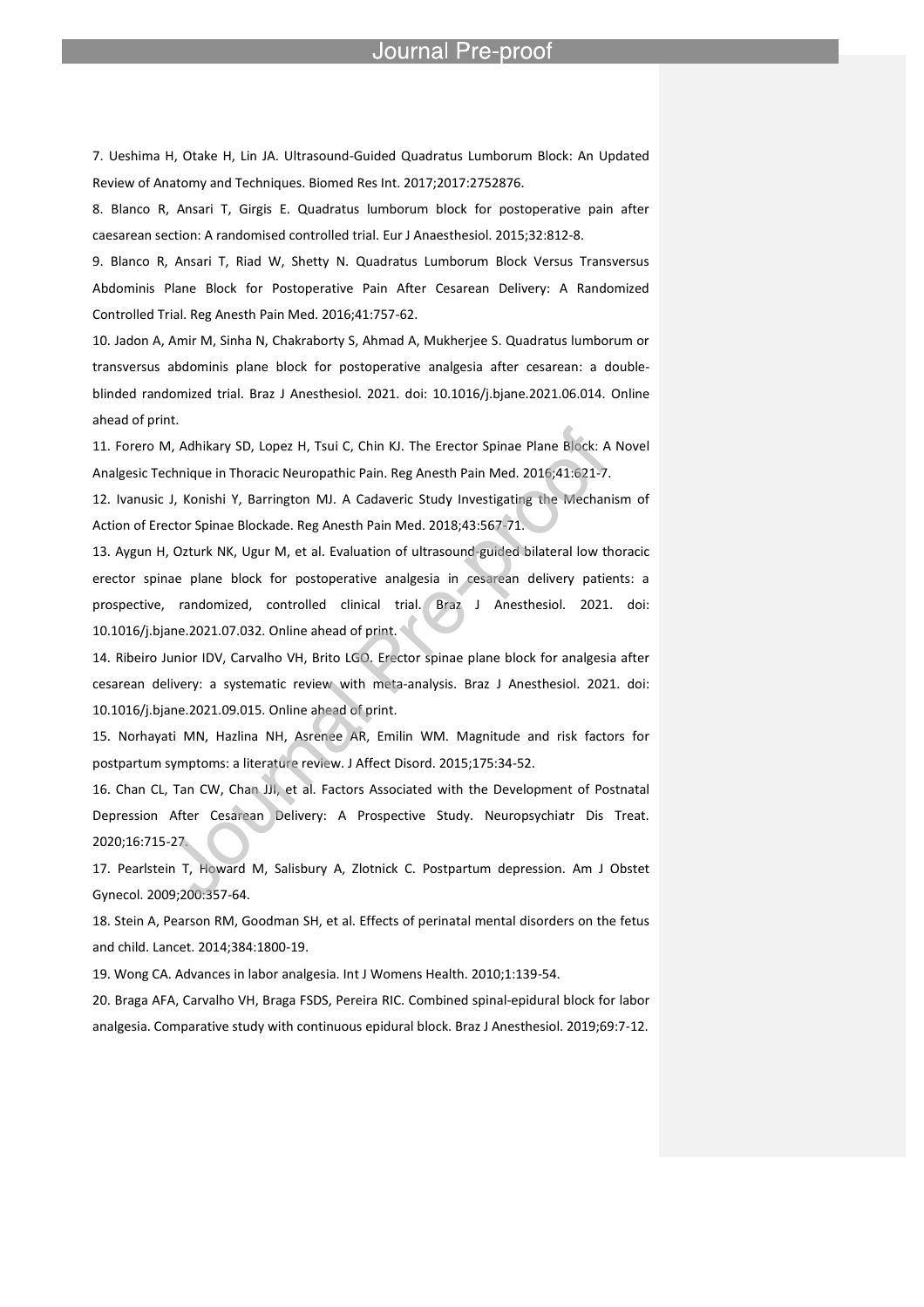7. Ueshima H, Otake H, Lin JA. Ultrasound-Guided Quadratus Lumborum Block: An Updated Review of Anatomy and Techniques. Biomed Res Int. 2017;2017:2752876.

8. Blanco R, Ansari T, Girgis E. Quadratus lumborum block for postoperative pain after caesarean section: A randomised controlled trial. Eur J Anaesthesiol. 2015;32:812-8.

9. Blanco R, Ansari T, Riad W, Shetty N. Quadratus Lumborum Block Versus Transversus Abdominis Plane Block for Postoperative Pain After Cesarean Delivery: A Randomized Controlled Trial. Reg Anesth Pain Med. 2016;41:757-62.

10. Jadon A, Amir M, Sinha N, Chakraborty S, Ahmad A, Mukherjee S. Quadratus lumborum or transversus abdominis plane block for postoperative analgesia after cesarean: a double-blinded randomized trial. Braz J Anesthesiol. 2021. doi: 10.1016/j.bjane.2021.06.014. Online ahead of print.

11. Forero M, Adhikary SD, Lopez H, Tsui C, Chin KJ. The Erector Spinae Plane Block: A Novel Analgesic Technique in Thoracic Neuropathic Pain. Reg Anesth Pain Med. 2016;41:621-7.

12. Ivanusic J, Konishi Y, Barrington MJ. A Cadaveric Study Investigating the Mechanism of Action of Erector Spinae Blockade. Reg Anesth Pain Med. 2018;43:567-71.

13. Aygun H, Ozturk NK, Ugur M, et al. Evaluation of ultrasound-guided bilateral low thoracic erector spinae plane block for postoperative analgesia in cesarean delivery patients: a prospective, randomized, controlled clinical trial. Braz J Anesthesiol. 2021. doi: 10.1016/j.bjane.2021.07.032. Online ahead of print.

14. Ribeiro Junior IDV, Carvalho VH, Brito LGO. Erector spinae plane block for analgesia after cesarean delivery: a systematic review with meta-analysis. Braz J Anesthesiol. 2021. doi: 10.1016/j.bjane.2021.09.015. Online ahead of print.

15. Norhayati MN, Hazlina NH, Asrenee AR, Emilin WM. Magnitude and risk factors for postpartum symptoms: a literature review. J Affect Disord. 2015;175:34-52.

16. Chan CL, Tan CW, Chan JJI, et al. Factors Associated with the Development of Postnatal Depression After Cesarean Delivery: A Prospective Study. Neuropsychiatr Dis Treat. 2020;16:715-27.

17. Pearlstein T, Howard M, Salisbury A, Zlotnick C. Postpartum depression. Am J Obstet Gynecol. 2009;200:357-64.

18. Stein A, Pearson RM, Goodman SH, et al. Effects of perinatal mental disorders on the fetus and child. Lancet. 2014;384:1800-19.

19. Wong CA. Advances in labor analgesia. Int J Womens Health. 2010;1:139-54.

20. Braga AFA, Carvalho VH, Braga FSDS, Pereira RIC. Combined spinal-epidural block for labor analgesia. Comparative study with continuous epidural block. Braz J Anesthesiol. 2019;69:7-12.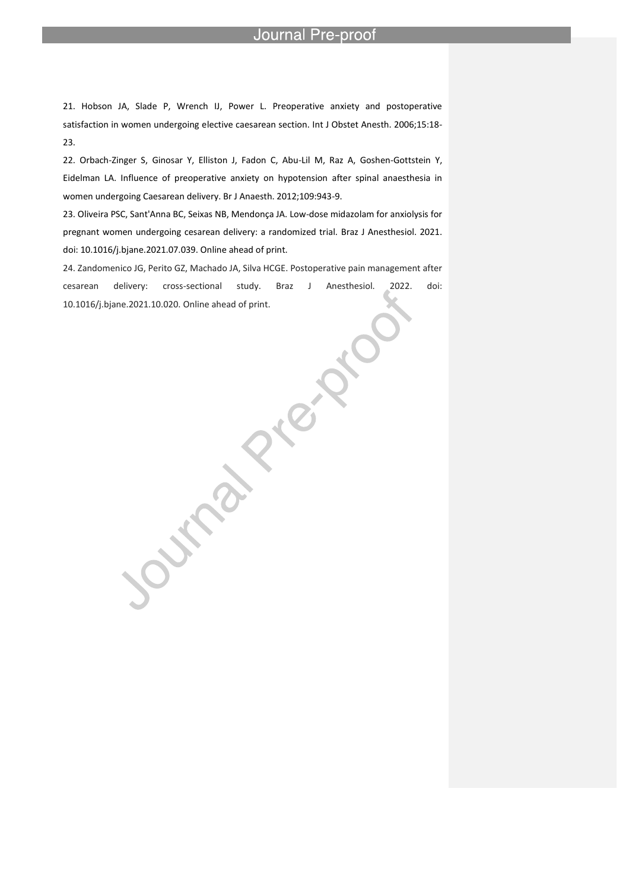21. Hobson JA, Slade P, Wrench IJ, Power L. Preoperative anxiety and postoperative satisfaction in women undergoing elective caesarean section. Int J Obstet Anesth. 2006;15:18-23.

22. Orbach-Zinger S, Ginosar Y, Elliston J, Fadon C, Abu-Lil M, Raz A, Goshen-Gottstein Y, Eidelman LA. Influence of preoperative anxiety on hypotension after spinal anaesthesia in women undergoing Caesarean delivery. Br J Anaesth. 2012;109:943-9.

23. Oliveira PSC, Sant'Anna BC, Seixas NB, Mendonça JA. Low-dose midazolam for anxiolysis for pregnant women undergoing cesarean delivery: a randomized trial. Braz J Anesthesiol. 2021. doi: 10.1016/j.bjane.2021.07.039. Online ahead of print.

24. Zandomenico JG, Perito GZ, Machado JA, Silva HCGE. Postoperative pain management after cesarean delivery: cross-sectional study. Braz J Anesthesiol. 2022. doi: 10.1016/j.bjane.2021.10.020. Online ahead of print.